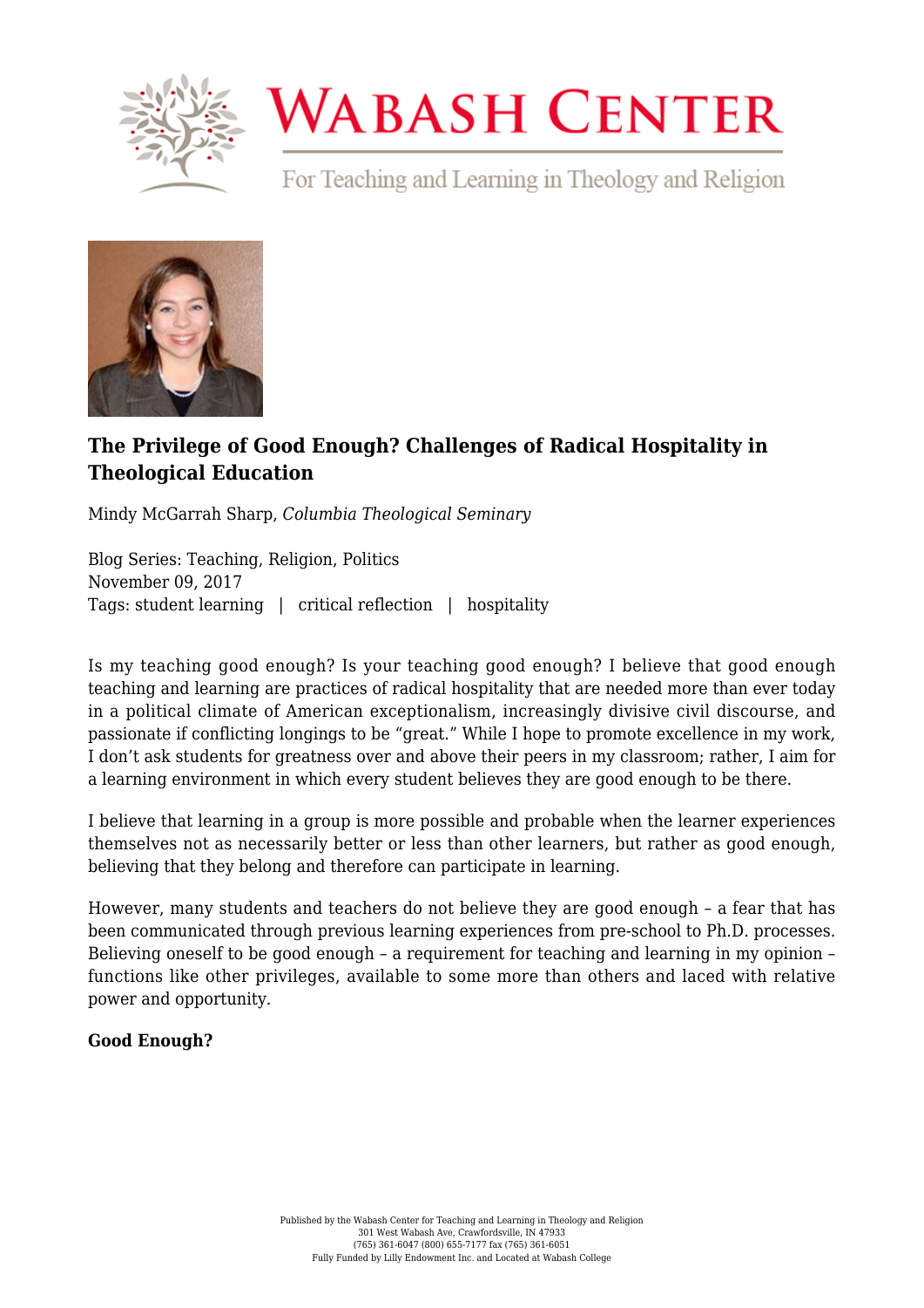# The Privilege of Good Enough? Challenges of Radical Hospitality in Theological Education

Mindy McGarrah Sharp, *Columbia Theological Seminary*

Blog Series: Teaching, Religion, Politics
November 09, 2017
Tags: student learning | critical reflection | hospitality

Is my teaching good enough? Is your teaching good enough? I believe that good enough teaching and learning are practices of radical hospitality that are needed more than ever today in a political climate of American exceptionalism, increasingly divisive civil discourse, and passionate if conflicting longings to be "great." While I hope to promote excellence in my work, I don't ask students for greatness over and above their peers in my classroom; rather, I aim for a learning environment in which every student believes they are good enough to be there.

I believe that learning in a group is more possible and probable when the learner experiences themselves not as necessarily better or less than other learners, but rather as good enough, believing that they belong and therefore can participate in learning.

However, many students and teachers do not believe they are good enough – a fear that has been communicated through previous learning experiences from pre-school to Ph.D. processes. Believing oneself to be good enough – a requirement for teaching and learning in my opinion – functions like other privileges, available to some more than others and laced with relative power and opportunity.

**Good Enough?**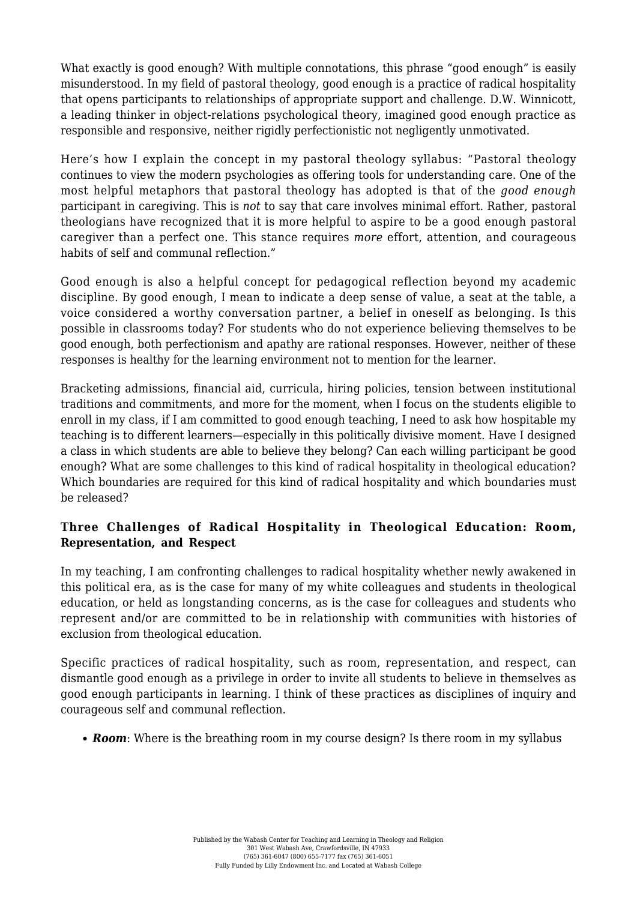What exactly is good enough? With multiple connotations, this phrase "good enough" is easily misunderstood. In my field of pastoral theology, good enough is a practice of radical hospitality that opens participants to relationships of appropriate support and challenge. D.W. Winnicott, a leading thinker in object-relations psychological theory, imagined good enough practice as responsible and responsive, neither rigidly perfectionistic not negligently unmotivated.

Here's how I explain the concept in my pastoral theology syllabus: "Pastoral theology continues to view the modern psychologies as offering tools for understanding care. One of the most helpful metaphors that pastoral theology has adopted is that of the *good enough* participant in caregiving. This is *not* to say that care involves minimal effort. Rather, pastoral theologians have recognized that it is more helpful to aspire to be a good enough pastoral caregiver than a perfect one. This stance requires *more* effort, attention, and courageous habits of self and communal reflection."

Good enough is also a helpful concept for pedagogical reflection beyond my academic discipline. By good enough, I mean to indicate a deep sense of value, a seat at the table, a voice considered a worthy conversation partner, a belief in oneself as belonging. Is this possible in classrooms today? For students who do not experience believing themselves to be good enough, both perfectionism and apathy are rational responses. However, neither of these responses is healthy for the learning environment not to mention for the learner.

Bracketing admissions, financial aid, curricula, hiring policies, tension between institutional traditions and commitments, and more for the moment, when I focus on the students eligible to enroll in my class, if I am committed to good enough teaching, I need to ask how hospitable my teaching is to different learners—especially in this politically divisive moment. Have I designed a class in which students are able to believe they belong? Can each willing participant be good enough? What are some challenges to this kind of radical hospitality in theological education? Which boundaries are required for this kind of radical hospitality and which boundaries must be released?

### Three Challenges of Radical Hospitality in Theological Education: Room, Representation, and Respect

In my teaching, I am confronting challenges to radical hospitality whether newly awakened in this political era, as is the case for many of my white colleagues and students in theological education, or held as longstanding concerns, as is the case for colleagues and students who represent and/or are committed to be in relationship with communities with histories of exclusion from theological education.

Specific practices of radical hospitality, such as room, representation, and respect, can dismantle good enough as a privilege in order to invite all students to believe in themselves as good enough participants in learning. I think of these practices as disciplines of inquiry and courageous self and communal reflection.

- ***Room***: Where is the breathing room in my course design? Is there room in my syllabus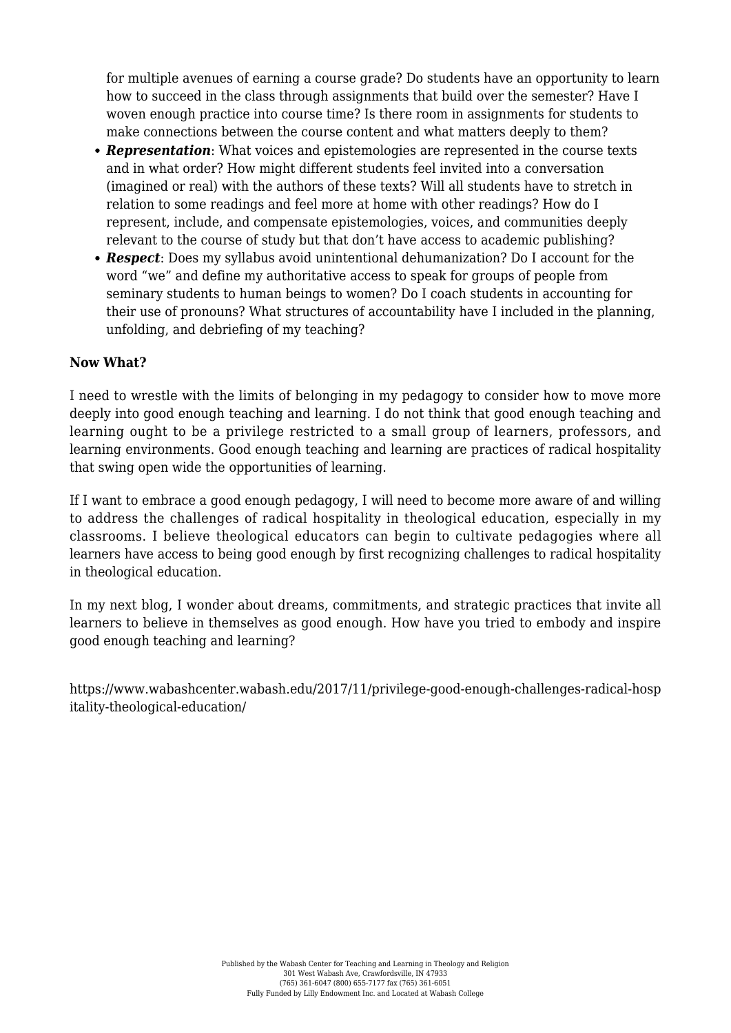for multiple avenues of earning a course grade? Do students have an opportunity to learn how to succeed in the class through assignments that build over the semester? Have I woven enough practice into course time? Is there room in assignments for students to make connections between the course content and what matters deeply to them?

- ***Representation***: What voices and epistemologies are represented in the course texts and in what order? How might different students feel invited into a conversation (imagined or real) with the authors of these texts? Will all students have to stretch in relation to some readings and feel more at home with other readings? How do I represent, include, and compensate epistemologies, voices, and communities deeply relevant to the course of study but that don't have access to academic publishing?
- ***Respect***: Does my syllabus avoid unintentional dehumanization? Do I account for the word "we" and define my authoritative access to speak for groups of people from seminary students to human beings to women? Do I coach students in accounting for their use of pronouns? What structures of accountability have I included in the planning, unfolding, and debriefing of my teaching?

**Now What?**

I need to wrestle with the limits of belonging in my pedagogy to consider how to move more deeply into good enough teaching and learning. I do not think that good enough teaching and learning ought to be a privilege restricted to a small group of learners, professors, and learning environments. Good enough teaching and learning are practices of radical hospitality that swing open wide the opportunities of learning.

If I want to embrace a good enough pedagogy, I will need to become more aware of and willing to address the challenges of radical hospitality in theological education, especially in my classrooms. I believe theological educators can begin to cultivate pedagogies where all learners have access to being good enough by first recognizing challenges to radical hospitality in theological education.

In my next blog, I wonder about dreams, commitments, and strategic practices that invite all learners to believe in themselves as good enough. How have you tried to embody and inspire good enough teaching and learning?

https://www.wabashcenter.wabash.edu/2017/11/privilege-good-enough-challenges-radical-hospitality-theological-education/